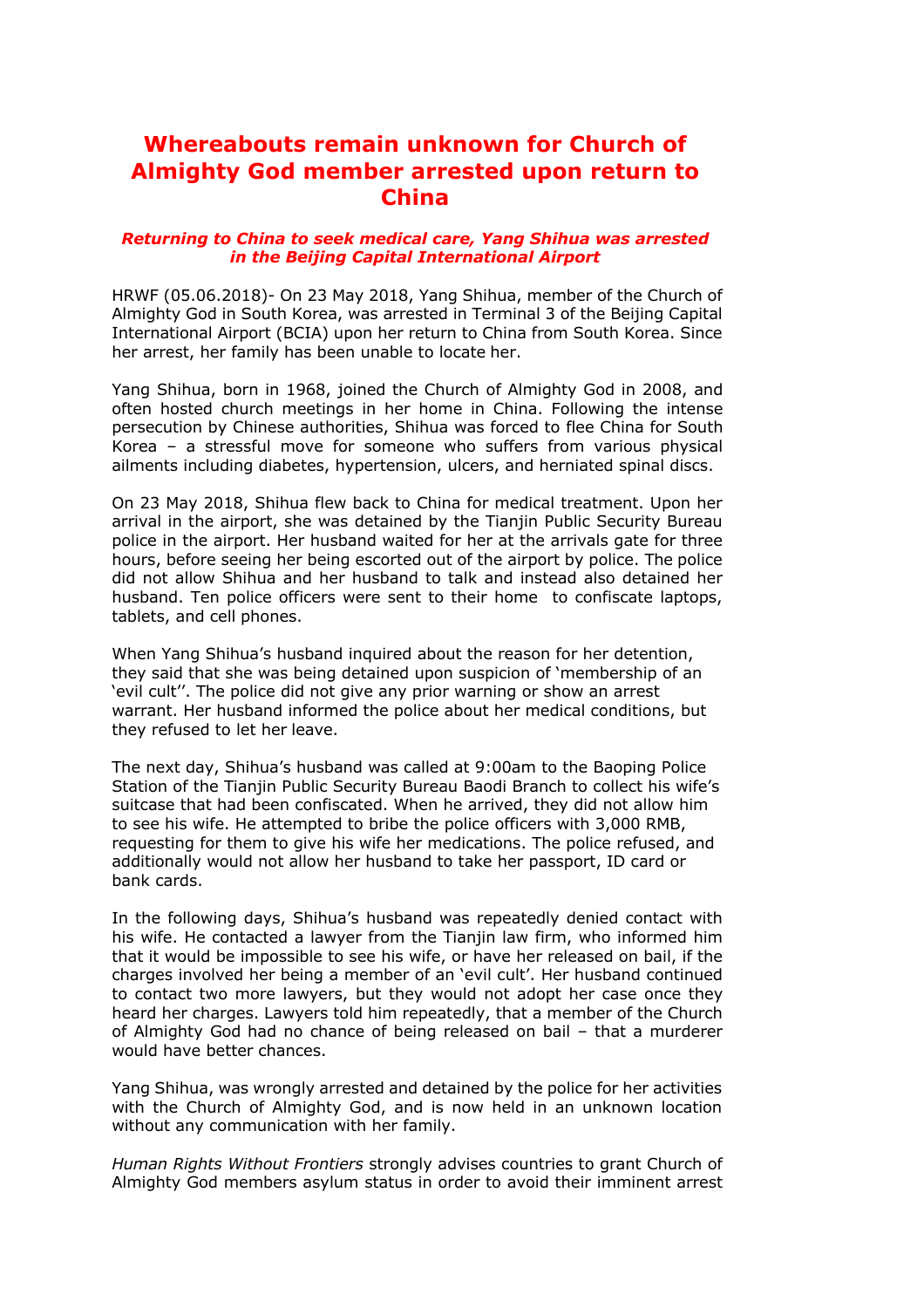# Whereabouts remain unknown for Church of Almighty God member arrested upon return to China

***Returning to China to seek medical care, Yang Shihua was arrested in the Beijing Capital International Airport***

HRWF (05.06.2018)- On 23 May 2018, Yang Shihua, member of the Church of Almighty God in South Korea, was arrested in Terminal 3 of the Beijing Capital International Airport (BCIA) upon her return to China from South Korea. Since her arrest, her family has been unable to locate her.

Yang Shihua, born in 1968, joined the Church of Almighty God in 2008, and often hosted church meetings in her home in China. Following the intense persecution by Chinese authorities, Shihua was forced to flee China for South Korea – a stressful move for someone who suffers from various physical ailments including diabetes, hypertension, ulcers, and herniated spinal discs.

On 23 May 2018, Shihua flew back to China for medical treatment. Upon her arrival in the airport, she was detained by the Tianjin Public Security Bureau police in the airport. Her husband waited for her at the arrivals gate for three hours, before seeing her being escorted out of the airport by police. The police did not allow Shihua and her husband to talk and instead also detained her husband. Ten police officers were sent to their home to confiscate laptops, tablets, and cell phones.

When Yang Shihua's husband inquired about the reason for her detention, they said that she was being detained upon suspicion of 'membership of an 'evil cult''. The police did not give any prior warning or show an arrest warrant. Her husband informed the police about her medical conditions, but they refused to let her leave.

The next day, Shihua's husband was called at 9:00am to the Baoping Police Station of the Tianjin Public Security Bureau Baodi Branch to collect his wife's suitcase that had been confiscated. When he arrived, they did not allow him to see his wife. He attempted to bribe the police officers with 3,000 RMB, requesting for them to give his wife her medications. The police refused, and additionally would not allow her husband to take her passport, ID card or bank cards.

In the following days, Shihua's husband was repeatedly denied contact with his wife. He contacted a lawyer from the Tianjin law firm, who informed him that it would be impossible to see his wife, or have her released on bail, if the charges involved her being a member of an 'evil cult'. Her husband continued to contact two more lawyers, but they would not adopt her case once they heard her charges. Lawyers told him repeatedly, that a member of the Church of Almighty God had no chance of being released on bail – that a murderer would have better chances.

Yang Shihua, was wrongly arrested and detained by the police for her activities with the Church of Almighty God, and is now held in an unknown location without any communication with her family.

*Human Rights Without Frontiers* strongly advises countries to grant Church of Almighty God members asylum status in order to avoid their imminent arrest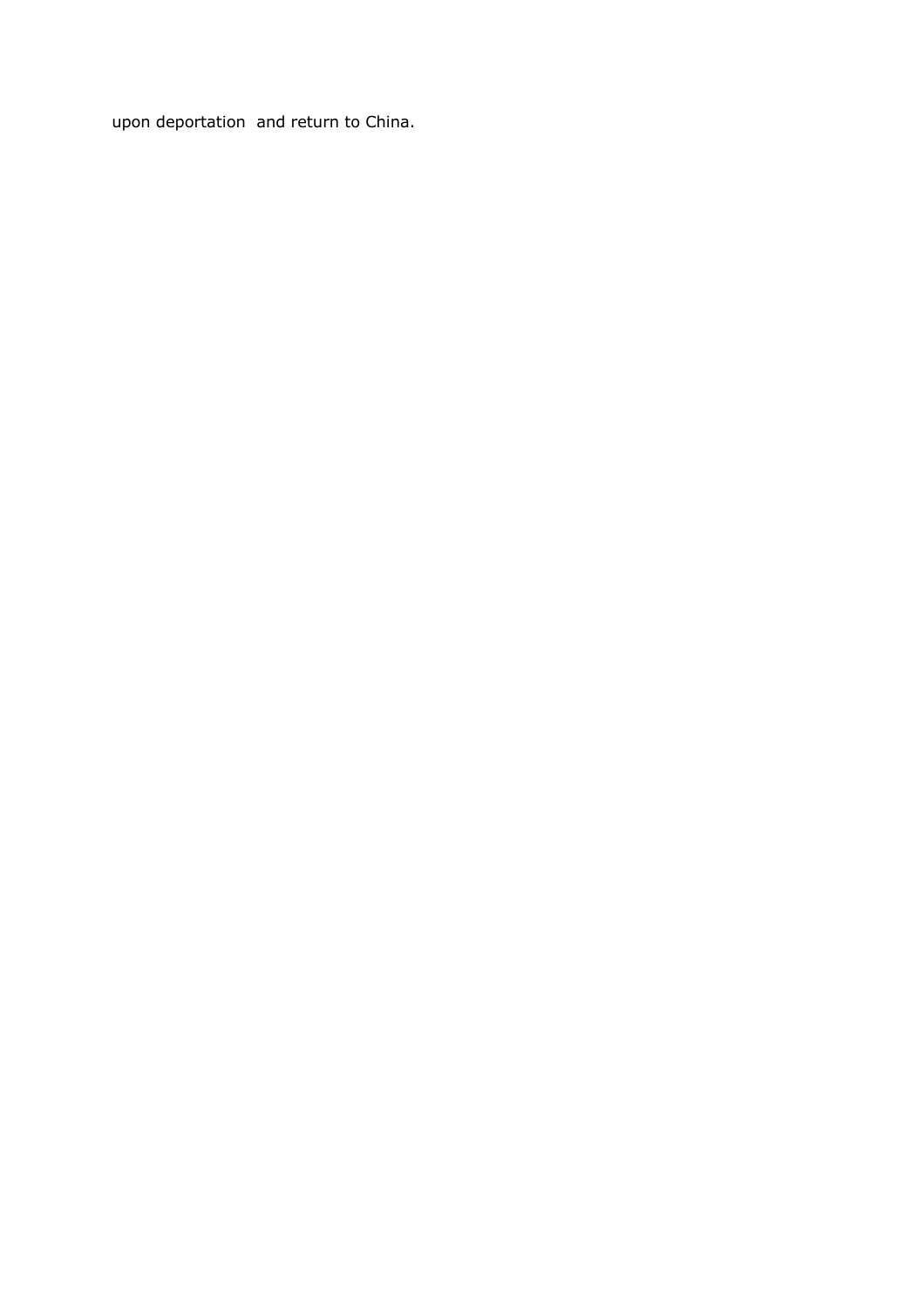upon deportation  and return to China.